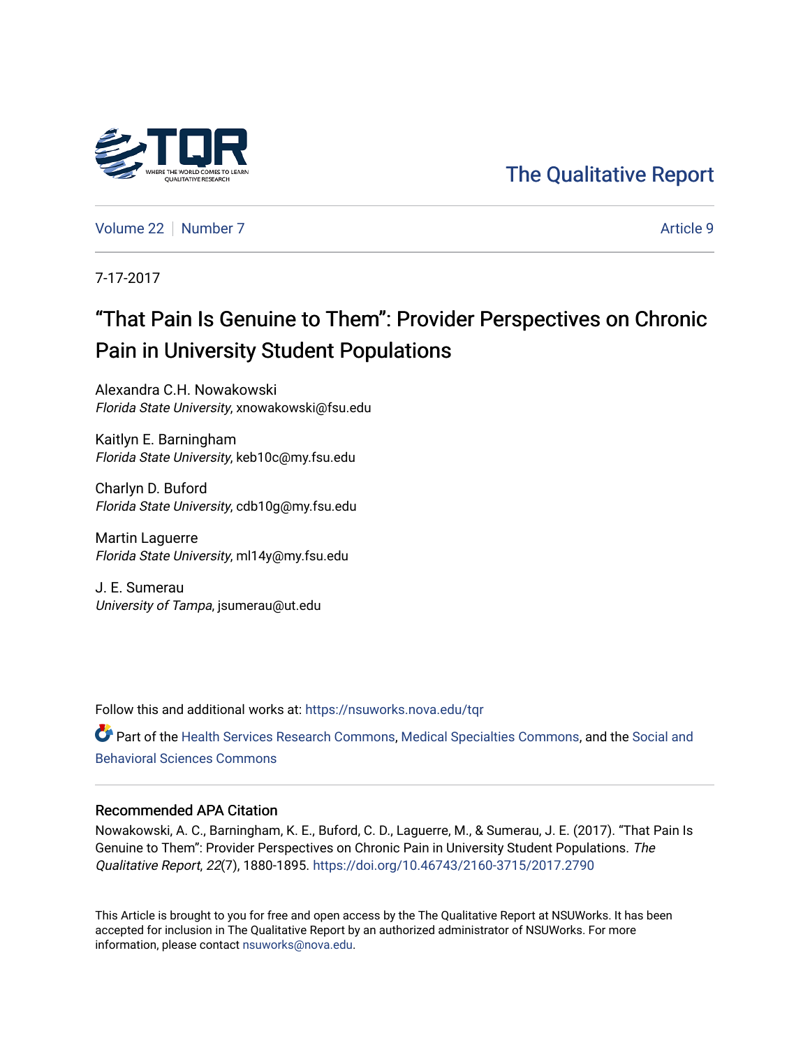The Qualitative Report

Volume 22 | Number 7 | Article 9

7-17-2017

# "That Pain Is Genuine to Them": Provider Perspectives on Chronic Pain in University Student Populations

Alexandra C.H. Nowakowski
*Florida State University*, xnowakowski@fsu.edu

Kaitlyn E. Barningham
*Florida State University*, keb10c@my.fsu.edu

Charlyn D. Buford
*Florida State University*, cdb10g@my.fsu.edu

Martin Laguerre
*Florida State University*, ml14y@my.fsu.edu

J. E. Sumerau
*University of Tampa*, jsumerau@ut.edu

Follow this and additional works at: https://nsuworks.nova.edu/tqr

Part of the Health Services Research Commons, Medical Specialties Commons, and the Social and Behavioral Sciences Commons

## Recommended APA Citation

Nowakowski, A. C., Barningham, K. E., Buford, C. D., Laguerre, M., & Sumerau, J. E. (2017). "That Pain Is Genuine to Them": Provider Perspectives on Chronic Pain in University Student Populations. *The Qualitative Report*, *22*(7), 1880-1895. https://doi.org/10.46743/2160-3715/2017.2790

This Article is brought to you for free and open access by the The Qualitative Report at NSUWorks. It has been accepted for inclusion in The Qualitative Report by an authorized administrator of NSUWorks. For more information, please contact nsuworks@nova.edu.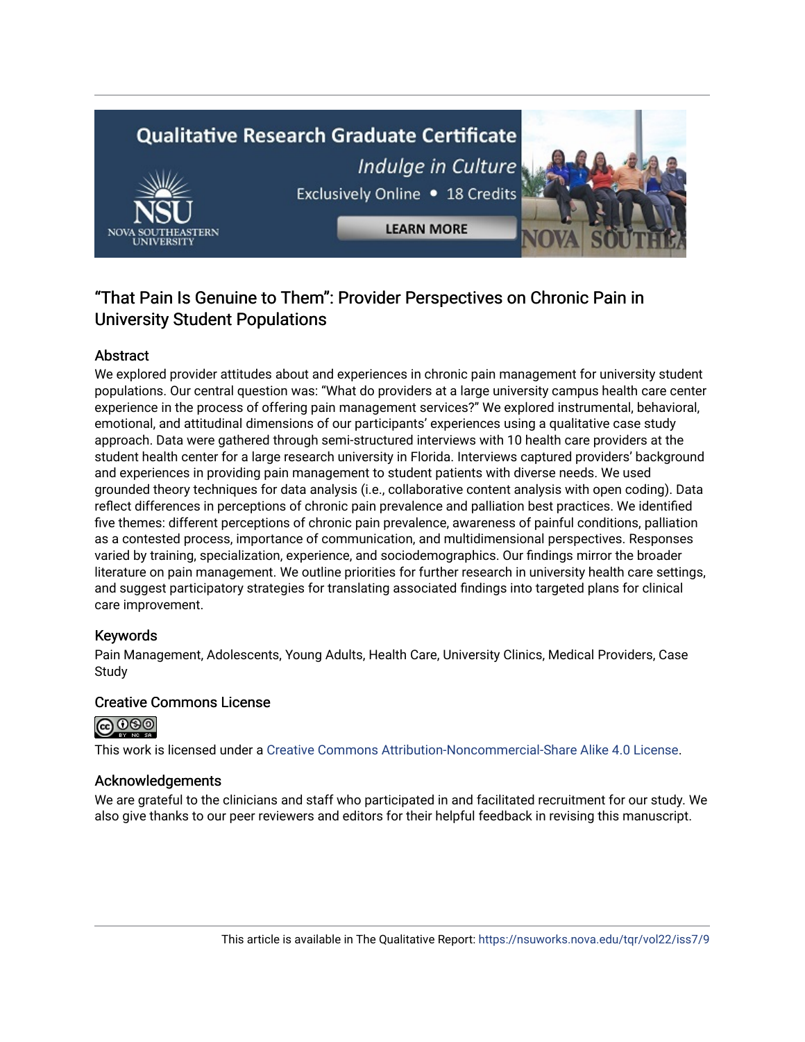# "That Pain Is Genuine to Them": Provider Perspectives on Chronic Pain in University Student Populations

## Abstract

We explored provider attitudes about and experiences in chronic pain management for university student populations. Our central question was: "What do providers at a large university campus health care center experience in the process of offering pain management services?" We explored instrumental, behavioral, emotional, and attitudinal dimensions of our participants' experiences using a qualitative case study approach. Data were gathered through semi-structured interviews with 10 health care providers at the student health center for a large research university in Florida. Interviews captured providers' background and experiences in providing pain management to student patients with diverse needs. We used grounded theory techniques for data analysis (i.e., collaborative content analysis with open coding). Data reflect differences in perceptions of chronic pain prevalence and palliation best practices. We identified five themes: different perceptions of chronic pain prevalence, awareness of painful conditions, palliation as a contested process, importance of communication, and multidimensional perspectives. Responses varied by training, specialization, experience, and sociodemographics. Our findings mirror the broader literature on pain management. We outline priorities for further research in university health care settings, and suggest participatory strategies for translating associated findings into targeted plans for clinical care improvement.

## Keywords

Pain Management, Adolescents, Young Adults, Health Care, University Clinics, Medical Providers, Case Study

## Creative Commons License

This work is licensed under a Creative Commons Attribution-Noncommercial-Share Alike 4.0 License.

## Acknowledgements

We are grateful to the clinicians and staff who participated in and facilitated recruitment for our study. We also give thanks to our peer reviewers and editors for their helpful feedback in revising this manuscript.

This article is available in The Qualitative Report: https://nsuworks.nova.edu/tqr/vol22/iss7/9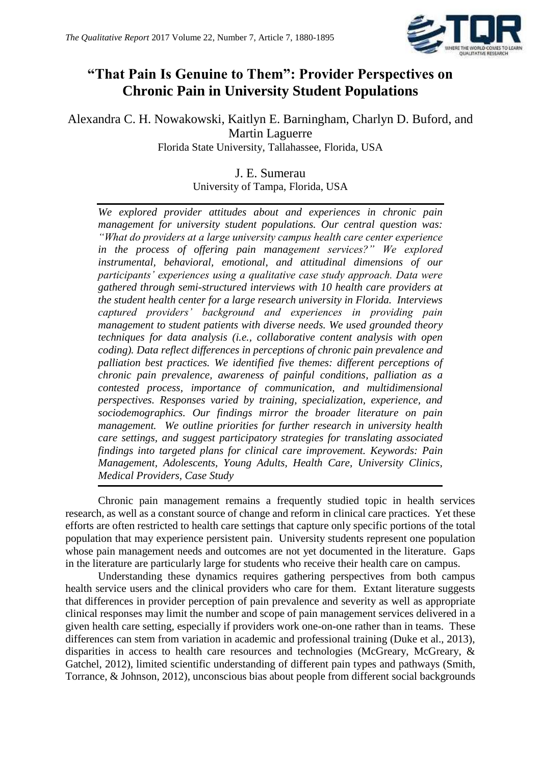# "That Pain Is Genuine to Them": Provider Perspectives on Chronic Pain in University Student Populations

Alexandra C. H. Nowakowski, Kaitlyn E. Barningham, Charlyn D. Buford, and Martin Laguerre
Florida State University, Tallahassee, Florida, USA

J. E. Sumerau
University of Tampa, Florida, USA

*We explored provider attitudes about and experiences in chronic pain management for university student populations. Our central question was: "What do providers at a large university campus health care center experience in the process of offering pain management services?" We explored instrumental, behavioral, emotional, and attitudinal dimensions of our participants' experiences using a qualitative case study approach. Data were gathered through semi-structured interviews with 10 health care providers at the student health center for a large research university in Florida. Interviews captured providers' background and experiences in providing pain management to student patients with diverse needs. We used grounded theory techniques for data analysis (i.e., collaborative content analysis with open coding). Data reflect differences in perceptions of chronic pain prevalence and palliation best practices. We identified five themes: different perceptions of chronic pain prevalence, awareness of painful conditions, palliation as a contested process, importance of communication, and multidimensional perspectives. Responses varied by training, specialization, experience, and sociodemographics. Our findings mirror the broader literature on pain management. We outline priorities for further research in university health care settings, and suggest participatory strategies for translating associated findings into targeted plans for clinical care improvement. Keywords: Pain Management, Adolescents, Young Adults, Health Care, University Clinics, Medical Providers, Case Study*

Chronic pain management remains a frequently studied topic in health services research, as well as a constant source of change and reform in clinical care practices. Yet these efforts are often restricted to health care settings that capture only specific portions of the total population that may experience persistent pain. University students represent one population whose pain management needs and outcomes are not yet documented in the literature. Gaps in the literature are particularly large for students who receive their health care on campus.

Understanding these dynamics requires gathering perspectives from both campus health service users and the clinical providers who care for them. Extant literature suggests that differences in provider perception of pain prevalence and severity as well as appropriate clinical responses may limit the number and scope of pain management services delivered in a given health care setting, especially if providers work one-on-one rather than in teams. These differences can stem from variation in academic and professional training (Duke et al., 2013), disparities in access to health care resources and technologies (McGreary, McGreary, & Gatchel, 2012), limited scientific understanding of different pain types and pathways (Smith, Torrance, & Johnson, 2012), unconscious bias about people from different social backgrounds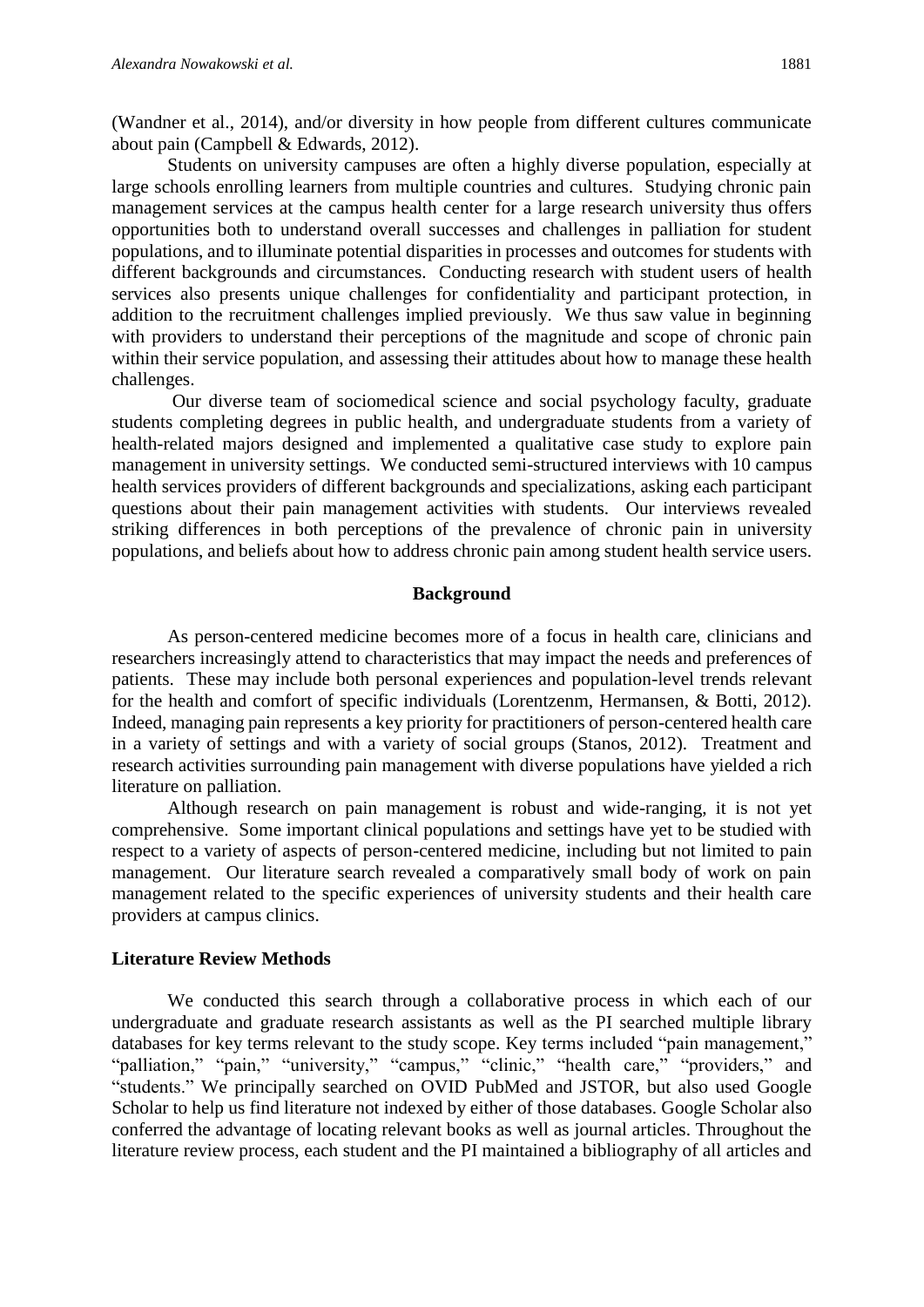(Wandner et al., 2014), and/or diversity in how people from different cultures communicate about pain (Campbell & Edwards, 2012).

Students on university campuses are often a highly diverse population, especially at large schools enrolling learners from multiple countries and cultures. Studying chronic pain management services at the campus health center for a large research university thus offers opportunities both to understand overall successes and challenges in palliation for student populations, and to illuminate potential disparities in processes and outcomes for students with different backgrounds and circumstances. Conducting research with student users of health services also presents unique challenges for confidentiality and participant protection, in addition to the recruitment challenges implied previously. We thus saw value in beginning with providers to understand their perceptions of the magnitude and scope of chronic pain within their service population, and assessing their attitudes about how to manage these health challenges.

Our diverse team of sociomedical science and social psychology faculty, graduate students completing degrees in public health, and undergraduate students from a variety of health-related majors designed and implemented a qualitative case study to explore pain management in university settings. We conducted semi-structured interviews with 10 campus health services providers of different backgrounds and specializations, asking each participant questions about their pain management activities with students. Our interviews revealed striking differences in both perceptions of the prevalence of chronic pain in university populations, and beliefs about how to address chronic pain among student health service users.

## Background

As person-centered medicine becomes more of a focus in health care, clinicians and researchers increasingly attend to characteristics that may impact the needs and preferences of patients. These may include both personal experiences and population-level trends relevant for the health and comfort of specific individuals (Lorentzenm, Hermansen, & Botti, 2012). Indeed, managing pain represents a key priority for practitioners of person-centered health care in a variety of settings and with a variety of social groups (Stanos, 2012). Treatment and research activities surrounding pain management with diverse populations have yielded a rich literature on palliation.

Although research on pain management is robust and wide-ranging, it is not yet comprehensive. Some important clinical populations and settings have yet to be studied with respect to a variety of aspects of person-centered medicine, including but not limited to pain management. Our literature search revealed a comparatively small body of work on pain management related to the specific experiences of university students and their health care providers at campus clinics.

### Literature Review Methods

We conducted this search through a collaborative process in which each of our undergraduate and graduate research assistants as well as the PI searched multiple library databases for key terms relevant to the study scope. Key terms included "pain management," "palliation," "pain," "university," "campus," "clinic," "health care," "providers," and "students." We principally searched on OVID PubMed and JSTOR, but also used Google Scholar to help us find literature not indexed by either of those databases. Google Scholar also conferred the advantage of locating relevant books as well as journal articles. Throughout the literature review process, each student and the PI maintained a bibliography of all articles and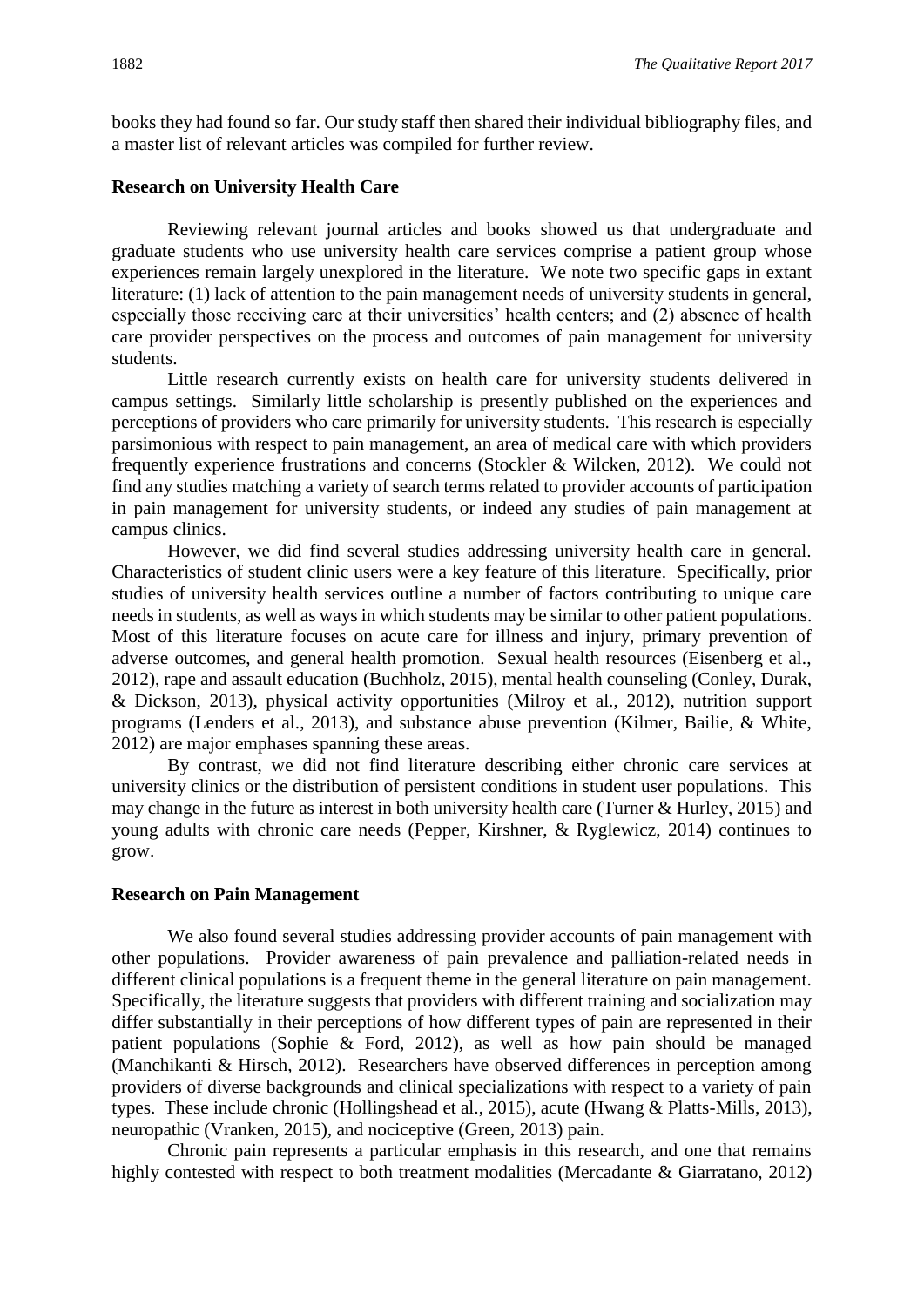books they had found so far. Our study staff then shared their individual bibliography files, and a master list of relevant articles was compiled for further review.

### Research on University Health Care

Reviewing relevant journal articles and books showed us that undergraduate and graduate students who use university health care services comprise a patient group whose experiences remain largely unexplored in the literature. We note two specific gaps in extant literature: (1) lack of attention to the pain management needs of university students in general, especially those receiving care at their universities' health centers; and (2) absence of health care provider perspectives on the process and outcomes of pain management for university students.

Little research currently exists on health care for university students delivered in campus settings. Similarly little scholarship is presently published on the experiences and perceptions of providers who care primarily for university students. This research is especially parsimonious with respect to pain management, an area of medical care with which providers frequently experience frustrations and concerns (Stockler & Wilcken, 2012). We could not find any studies matching a variety of search terms related to provider accounts of participation in pain management for university students, or indeed any studies of pain management at campus clinics.

However, we did find several studies addressing university health care in general. Characteristics of student clinic users were a key feature of this literature. Specifically, prior studies of university health services outline a number of factors contributing to unique care needs in students, as well as ways in which students may be similar to other patient populations. Most of this literature focuses on acute care for illness and injury, primary prevention of adverse outcomes, and general health promotion. Sexual health resources (Eisenberg et al., 2012), rape and assault education (Buchholz, 2015), mental health counseling (Conley, Durak, & Dickson, 2013), physical activity opportunities (Milroy et al., 2012), nutrition support programs (Lenders et al., 2013), and substance abuse prevention (Kilmer, Bailie, & White, 2012) are major emphases spanning these areas.

By contrast, we did not find literature describing either chronic care services at university clinics or the distribution of persistent conditions in student user populations. This may change in the future as interest in both university health care (Turner & Hurley, 2015) and young adults with chronic care needs (Pepper, Kirshner, & Ryglewicz, 2014) continues to grow.

### Research on Pain Management

We also found several studies addressing provider accounts of pain management with other populations. Provider awareness of pain prevalence and palliation-related needs in different clinical populations is a frequent theme in the general literature on pain management. Specifically, the literature suggests that providers with different training and socialization may differ substantially in their perceptions of how different types of pain are represented in their patient populations (Sophie & Ford, 2012), as well as how pain should be managed (Manchikanti & Hirsch, 2012). Researchers have observed differences in perception among providers of diverse backgrounds and clinical specializations with respect to a variety of pain types. These include chronic (Hollingshead et al., 2015), acute (Hwang & Platts-Mills, 2013), neuropathic (Vranken, 2015), and nociceptive (Green, 2013) pain.

Chronic pain represents a particular emphasis in this research, and one that remains highly contested with respect to both treatment modalities (Mercadante & Giarratano, 2012)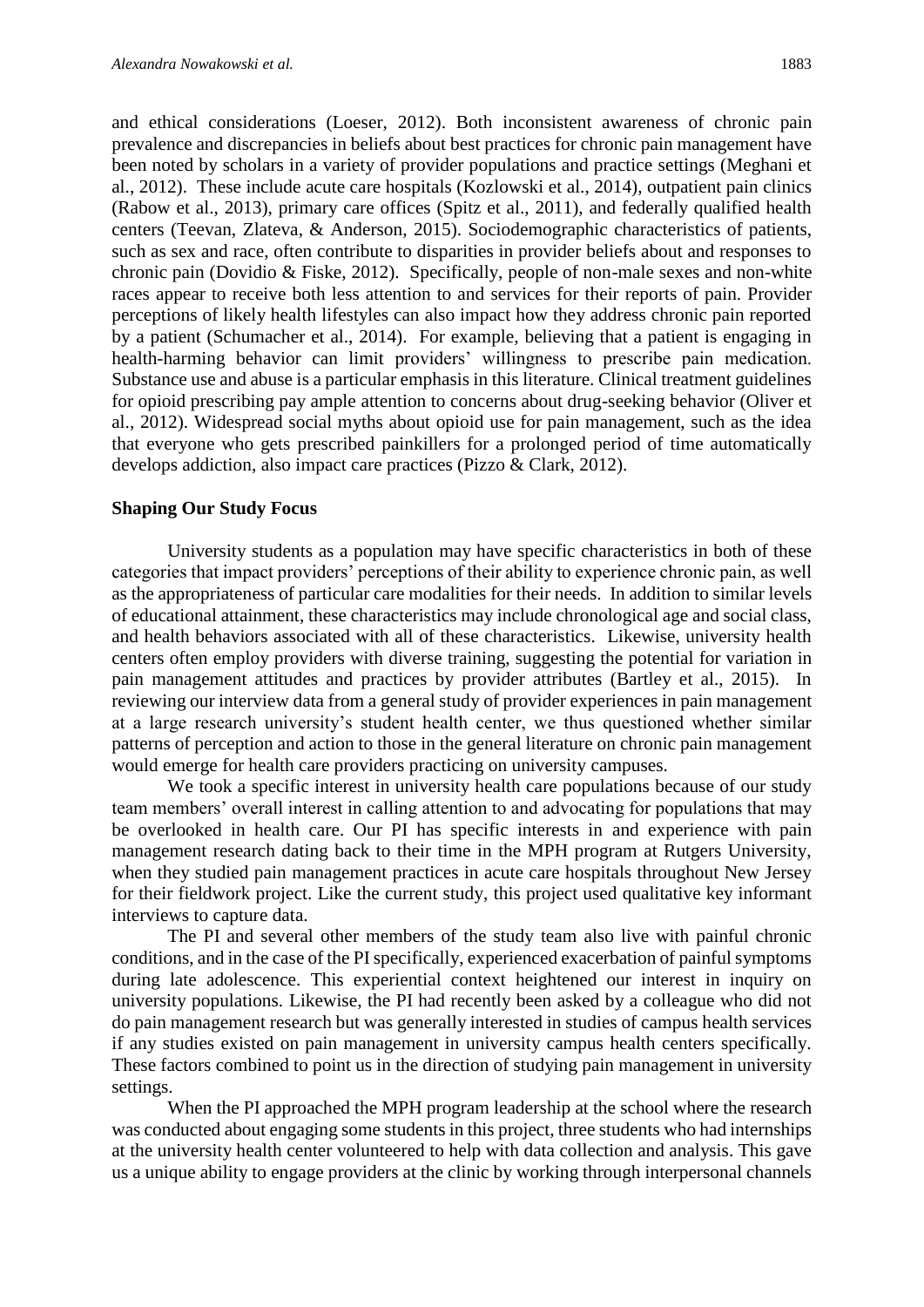and ethical considerations (Loeser, 2012). Both inconsistent awareness of chronic pain prevalence and discrepancies in beliefs about best practices for chronic pain management have been noted by scholars in a variety of provider populations and practice settings (Meghani et al., 2012). These include acute care hospitals (Kozlowski et al., 2014), outpatient pain clinics (Rabow et al., 2013), primary care offices (Spitz et al., 2011), and federally qualified health centers (Teevan, Zlateva, & Anderson, 2015). Sociodemographic characteristics of patients, such as sex and race, often contribute to disparities in provider beliefs about and responses to chronic pain (Dovidio & Fiske, 2012). Specifically, people of non-male sexes and non-white races appear to receive both less attention to and services for their reports of pain. Provider perceptions of likely health lifestyles can also impact how they address chronic pain reported by a patient (Schumacher et al., 2014). For example, believing that a patient is engaging in health-harming behavior can limit providers' willingness to prescribe pain medication. Substance use and abuse is a particular emphasis in this literature. Clinical treatment guidelines for opioid prescribing pay ample attention to concerns about drug-seeking behavior (Oliver et al., 2012). Widespread social myths about opioid use for pain management, such as the idea that everyone who gets prescribed painkillers for a prolonged period of time automatically develops addiction, also impact care practices (Pizzo & Clark, 2012).

**Shaping Our Study Focus**

University students as a population may have specific characteristics in both of these categories that impact providers' perceptions of their ability to experience chronic pain, as well as the appropriateness of particular care modalities for their needs. In addition to similar levels of educational attainment, these characteristics may include chronological age and social class, and health behaviors associated with all of these characteristics. Likewise, university health centers often employ providers with diverse training, suggesting the potential for variation in pain management attitudes and practices by provider attributes (Bartley et al., 2015). In reviewing our interview data from a general study of provider experiences in pain management at a large research university's student health center, we thus questioned whether similar patterns of perception and action to those in the general literature on chronic pain management would emerge for health care providers practicing on university campuses.

We took a specific interest in university health care populations because of our study team members' overall interest in calling attention to and advocating for populations that may be overlooked in health care. Our PI has specific interests in and experience with pain management research dating back to their time in the MPH program at Rutgers University, when they studied pain management practices in acute care hospitals throughout New Jersey for their fieldwork project. Like the current study, this project used qualitative key informant interviews to capture data.

The PI and several other members of the study team also live with painful chronic conditions, and in the case of the PI specifically, experienced exacerbation of painful symptoms during late adolescence. This experiential context heightened our interest in inquiry on university populations. Likewise, the PI had recently been asked by a colleague who did not do pain management research but was generally interested in studies of campus health services if any studies existed on pain management in university campus health centers specifically. These factors combined to point us in the direction of studying pain management in university settings.

When the PI approached the MPH program leadership at the school where the research was conducted about engaging some students in this project, three students who had internships at the university health center volunteered to help with data collection and analysis. This gave us a unique ability to engage providers at the clinic by working through interpersonal channels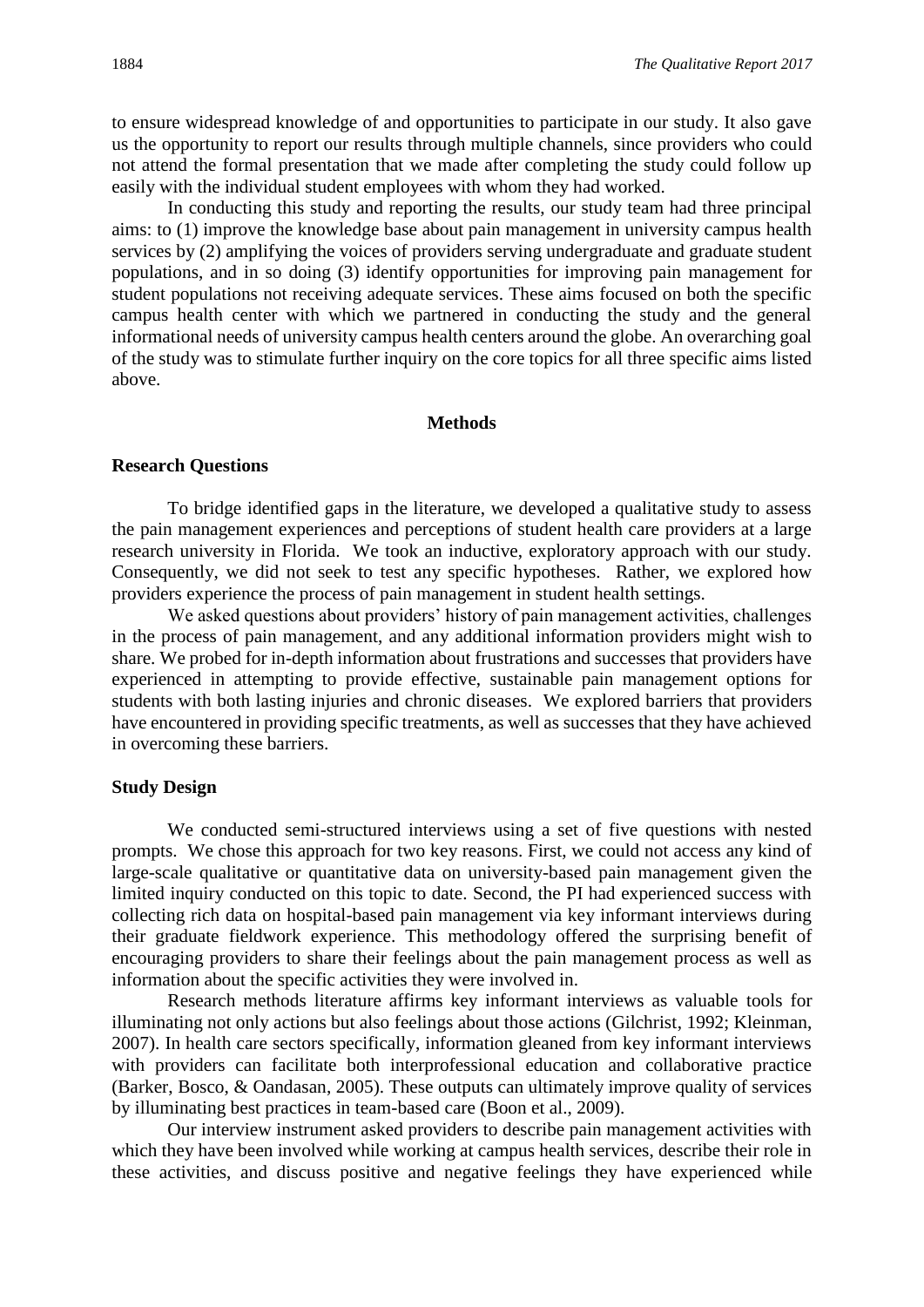to ensure widespread knowledge of and opportunities to participate in our study. It also gave us the opportunity to report our results through multiple channels, since providers who could not attend the formal presentation that we made after completing the study could follow up easily with the individual student employees with whom they had worked.

In conducting this study and reporting the results, our study team had three principal aims: to (1) improve the knowledge base about pain management in university campus health services by (2) amplifying the voices of providers serving undergraduate and graduate student populations, and in so doing (3) identify opportunities for improving pain management for student populations not receiving adequate services. These aims focused on both the specific campus health center with which we partnered in conducting the study and the general informational needs of university campus health centers around the globe. An overarching goal of the study was to stimulate further inquiry on the core topics for all three specific aims listed above.

## Methods

### Research Questions

To bridge identified gaps in the literature, we developed a qualitative study to assess the pain management experiences and perceptions of student health care providers at a large research university in Florida. We took an inductive, exploratory approach with our study. Consequently, we did not seek to test any specific hypotheses. Rather, we explored how providers experience the process of pain management in student health settings.

We asked questions about providers' history of pain management activities, challenges in the process of pain management, and any additional information providers might wish to share. We probed for in-depth information about frustrations and successes that providers have experienced in attempting to provide effective, sustainable pain management options for students with both lasting injuries and chronic diseases. We explored barriers that providers have encountered in providing specific treatments, as well as successes that they have achieved in overcoming these barriers.

### Study Design

We conducted semi-structured interviews using a set of five questions with nested prompts. We chose this approach for two key reasons. First, we could not access any kind of large-scale qualitative or quantitative data on university-based pain management given the limited inquiry conducted on this topic to date. Second, the PI had experienced success with collecting rich data on hospital-based pain management via key informant interviews during their graduate fieldwork experience. This methodology offered the surprising benefit of encouraging providers to share their feelings about the pain management process as well as information about the specific activities they were involved in.

Research methods literature affirms key informant interviews as valuable tools for illuminating not only actions but also feelings about those actions (Gilchrist, 1992; Kleinman, 2007). In health care sectors specifically, information gleaned from key informant interviews with providers can facilitate both interprofessional education and collaborative practice (Barker, Bosco, & Oandasan, 2005). These outputs can ultimately improve quality of services by illuminating best practices in team-based care (Boon et al., 2009).

Our interview instrument asked providers to describe pain management activities with which they have been involved while working at campus health services, describe their role in these activities, and discuss positive and negative feelings they have experienced while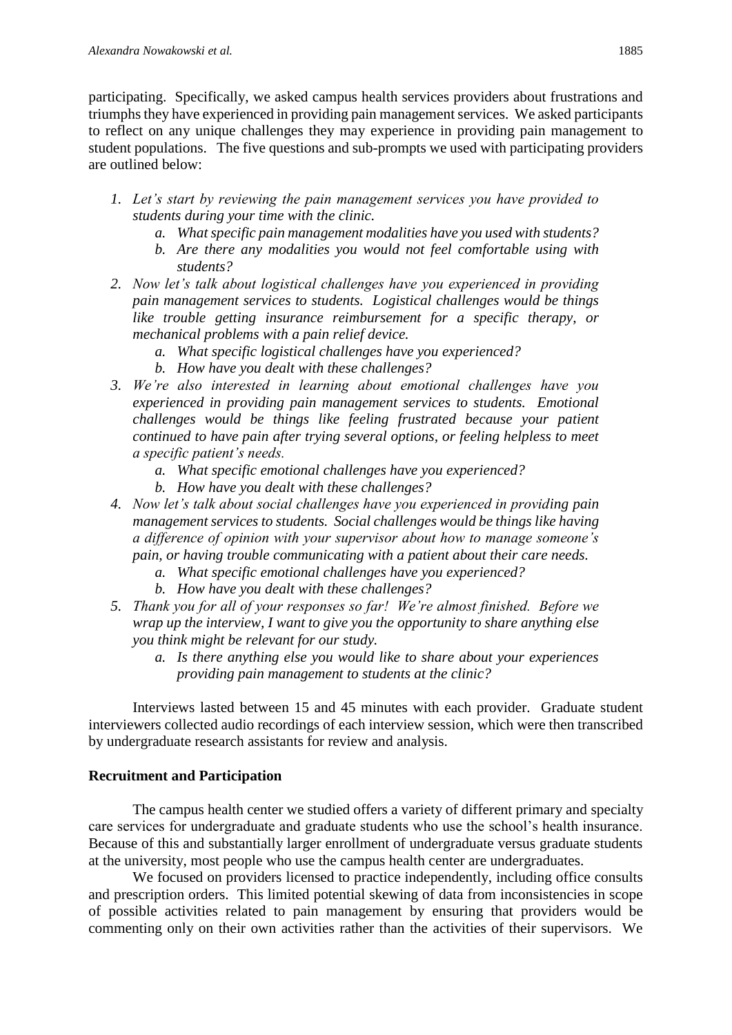participating. Specifically, we asked campus health services providers about frustrations and triumphs they have experienced in providing pain management services. We asked participants to reflect on any unique challenges they may experience in providing pain management to student populations. The five questions and sub-prompts we used with participating providers are outlined below:

1. *Let's start by reviewing the pain management services you have provided to students during your time with the clinic.*
   a. *What specific pain management modalities have you used with students?*
   b. *Are there any modalities you would not feel comfortable using with students?*
2. *Now let's talk about logistical challenges have you experienced in providing pain management services to students. Logistical challenges would be things like trouble getting insurance reimbursement for a specific therapy, or mechanical problems with a pain relief device.*
   a. *What specific logistical challenges have you experienced?*
   b. *How have you dealt with these challenges?*
3. *We're also interested in learning about emotional challenges have you experienced in providing pain management services to students. Emotional challenges would be things like feeling frustrated because your patient continued to have pain after trying several options, or feeling helpless to meet a specific patient's needs.*
   a. *What specific emotional challenges have you experienced?*
   b. *How have you dealt with these challenges?*
4. *Now let's talk about social challenges have you experienced in providing pain management services to students. Social challenges would be things like having a difference of opinion with your supervisor about how to manage someone's pain, or having trouble communicating with a patient about their care needs.*
   a. *What specific emotional challenges have you experienced?*
   b. *How have you dealt with these challenges?*
5. *Thank you for all of your responses so far! We're almost finished. Before we wrap up the interview, I want to give you the opportunity to share anything else you think might be relevant for our study.*
   a. *Is there anything else you would like to share about your experiences providing pain management to students at the clinic?*

Interviews lasted between 15 and 45 minutes with each provider. Graduate student interviewers collected audio recordings of each interview session, which were then transcribed by undergraduate research assistants for review and analysis.

**Recruitment and Participation**

The campus health center we studied offers a variety of different primary and specialty care services for undergraduate and graduate students who use the school's health insurance. Because of this and substantially larger enrollment of undergraduate versus graduate students at the university, most people who use the campus health center are undergraduates.

We focused on providers licensed to practice independently, including office consults and prescription orders. This limited potential skewing of data from inconsistencies in scope of possible activities related to pain management by ensuring that providers would be commenting only on their own activities rather than the activities of their supervisors. We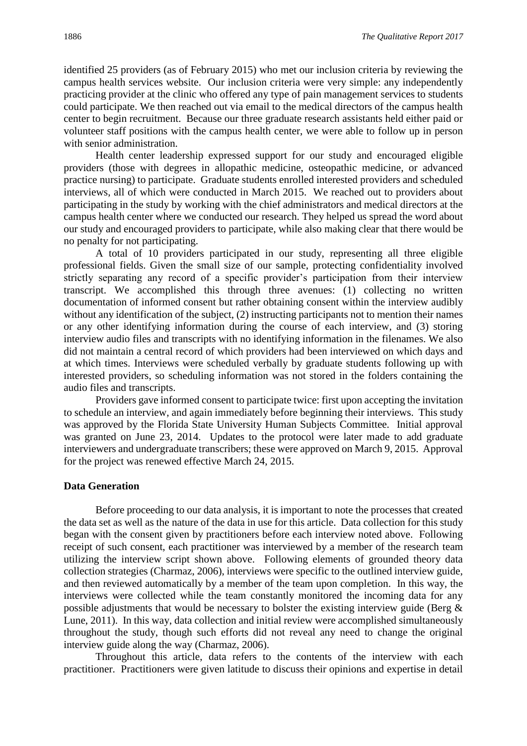identified 25 providers (as of February 2015) who met our inclusion criteria by reviewing the campus health services website. Our inclusion criteria were very simple: any independently practicing provider at the clinic who offered any type of pain management services to students could participate. We then reached out via email to the medical directors of the campus health center to begin recruitment. Because our three graduate research assistants held either paid or volunteer staff positions with the campus health center, we were able to follow up in person with senior administration.

Health center leadership expressed support for our study and encouraged eligible providers (those with degrees in allopathic medicine, osteopathic medicine, or advanced practice nursing) to participate. Graduate students enrolled interested providers and scheduled interviews, all of which were conducted in March 2015. We reached out to providers about participating in the study by working with the chief administrators and medical directors at the campus health center where we conducted our research. They helped us spread the word about our study and encouraged providers to participate, while also making clear that there would be no penalty for not participating.

A total of 10 providers participated in our study, representing all three eligible professional fields. Given the small size of our sample, protecting confidentiality involved strictly separating any record of a specific provider's participation from their interview transcript. We accomplished this through three avenues: (1) collecting no written documentation of informed consent but rather obtaining consent within the interview audibly without any identification of the subject, (2) instructing participants not to mention their names or any other identifying information during the course of each interview, and (3) storing interview audio files and transcripts with no identifying information in the filenames. We also did not maintain a central record of which providers had been interviewed on which days and at which times. Interviews were scheduled verbally by graduate students following up with interested providers, so scheduling information was not stored in the folders containing the audio files and transcripts.

Providers gave informed consent to participate twice: first upon accepting the invitation to schedule an interview, and again immediately before beginning their interviews. This study was approved by the Florida State University Human Subjects Committee. Initial approval was granted on June 23, 2014. Updates to the protocol were later made to add graduate interviewers and undergraduate transcribers; these were approved on March 9, 2015. Approval for the project was renewed effective March 24, 2015.

### Data Generation

Before proceeding to our data analysis, it is important to note the processes that created the data set as well as the nature of the data in use for this article. Data collection for this study began with the consent given by practitioners before each interview noted above. Following receipt of such consent, each practitioner was interviewed by a member of the research team utilizing the interview script shown above. Following elements of grounded theory data collection strategies (Charmaz, 2006), interviews were specific to the outlined interview guide, and then reviewed automatically by a member of the team upon completion. In this way, the interviews were collected while the team constantly monitored the incoming data for any possible adjustments that would be necessary to bolster the existing interview guide (Berg & Lune, 2011). In this way, data collection and initial review were accomplished simultaneously throughout the study, though such efforts did not reveal any need to change the original interview guide along the way (Charmaz, 2006).

Throughout this article, data refers to the contents of the interview with each practitioner. Practitioners were given latitude to discuss their opinions and expertise in detail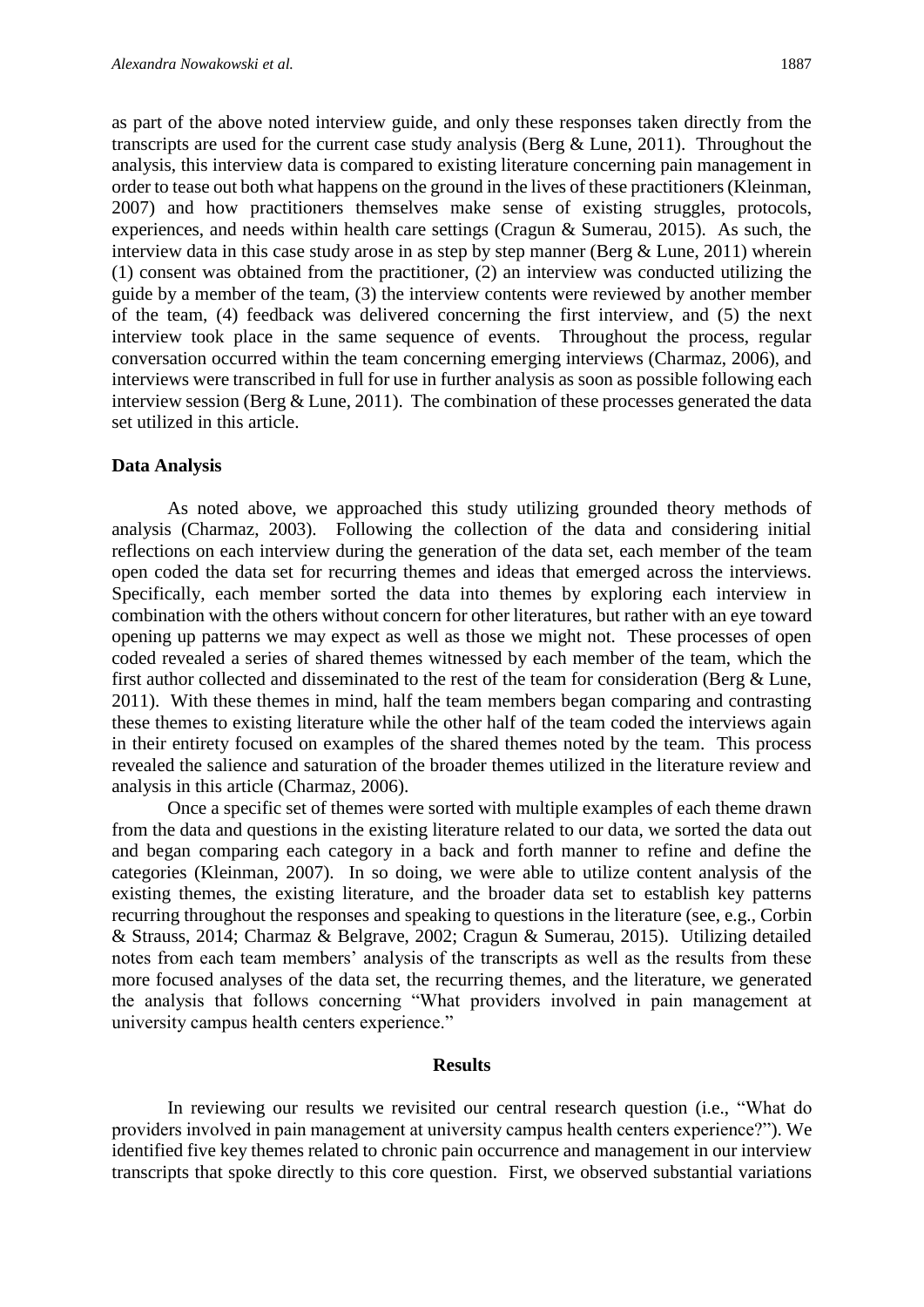as part of the above noted interview guide, and only these responses taken directly from the transcripts are used for the current case study analysis (Berg & Lune, 2011). Throughout the analysis, this interview data is compared to existing literature concerning pain management in order to tease out both what happens on the ground in the lives of these practitioners (Kleinman, 2007) and how practitioners themselves make sense of existing struggles, protocols, experiences, and needs within health care settings (Cragun & Sumerau, 2015). As such, the interview data in this case study arose in as step by step manner (Berg & Lune, 2011) wherein (1) consent was obtained from the practitioner, (2) an interview was conducted utilizing the guide by a member of the team, (3) the interview contents were reviewed by another member of the team, (4) feedback was delivered concerning the first interview, and (5) the next interview took place in the same sequence of events. Throughout the process, regular conversation occurred within the team concerning emerging interviews (Charmaz, 2006), and interviews were transcribed in full for use in further analysis as soon as possible following each interview session (Berg & Lune, 2011). The combination of these processes generated the data set utilized in this article.

### Data Analysis

As noted above, we approached this study utilizing grounded theory methods of analysis (Charmaz, 2003). Following the collection of the data and considering initial reflections on each interview during the generation of the data set, each member of the team open coded the data set for recurring themes and ideas that emerged across the interviews. Specifically, each member sorted the data into themes by exploring each interview in combination with the others without concern for other literatures, but rather with an eye toward opening up patterns we may expect as well as those we might not. These processes of open coded revealed a series of shared themes witnessed by each member of the team, which the first author collected and disseminated to the rest of the team for consideration (Berg & Lune, 2011). With these themes in mind, half the team members began comparing and contrasting these themes to existing literature while the other half of the team coded the interviews again in their entirety focused on examples of the shared themes noted by the team. This process revealed the salience and saturation of the broader themes utilized in the literature review and analysis in this article (Charmaz, 2006).

Once a specific set of themes were sorted with multiple examples of each theme drawn from the data and questions in the existing literature related to our data, we sorted the data out and began comparing each category in a back and forth manner to refine and define the categories (Kleinman, 2007). In so doing, we were able to utilize content analysis of the existing themes, the existing literature, and the broader data set to establish key patterns recurring throughout the responses and speaking to questions in the literature (see, e.g., Corbin & Strauss, 2014; Charmaz & Belgrave, 2002; Cragun & Sumerau, 2015). Utilizing detailed notes from each team members' analysis of the transcripts as well as the results from these more focused analyses of the data set, the recurring themes, and the literature, we generated the analysis that follows concerning "What providers involved in pain management at university campus health centers experience."

## Results

In reviewing our results we revisited our central research question (i.e., "What do providers involved in pain management at university campus health centers experience?"). We identified five key themes related to chronic pain occurrence and management in our interview transcripts that spoke directly to this core question. First, we observed substantial variations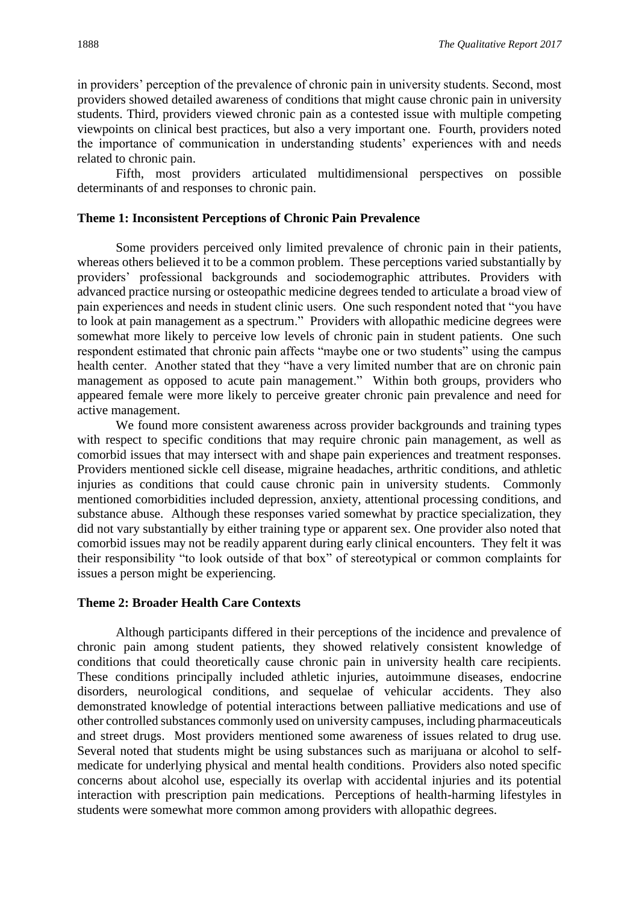in providers' perception of the prevalence of chronic pain in university students. Second, most providers showed detailed awareness of conditions that might cause chronic pain in university students. Third, providers viewed chronic pain as a contested issue with multiple competing viewpoints on clinical best practices, but also a very important one. Fourth, providers noted the importance of communication in understanding students' experiences with and needs related to chronic pain.

Fifth, most providers articulated multidimensional perspectives on possible determinants of and responses to chronic pain.

### Theme 1: Inconsistent Perceptions of Chronic Pain Prevalence

Some providers perceived only limited prevalence of chronic pain in their patients, whereas others believed it to be a common problem. These perceptions varied substantially by providers' professional backgrounds and sociodemographic attributes. Providers with advanced practice nursing or osteopathic medicine degrees tended to articulate a broad view of pain experiences and needs in student clinic users. One such respondent noted that "you have to look at pain management as a spectrum." Providers with allopathic medicine degrees were somewhat more likely to perceive low levels of chronic pain in student patients. One such respondent estimated that chronic pain affects "maybe one or two students" using the campus health center. Another stated that they "have a very limited number that are on chronic pain management as opposed to acute pain management." Within both groups, providers who appeared female were more likely to perceive greater chronic pain prevalence and need for active management.

We found more consistent awareness across provider backgrounds and training types with respect to specific conditions that may require chronic pain management, as well as comorbid issues that may intersect with and shape pain experiences and treatment responses. Providers mentioned sickle cell disease, migraine headaches, arthritic conditions, and athletic injuries as conditions that could cause chronic pain in university students. Commonly mentioned comorbidities included depression, anxiety, attentional processing conditions, and substance abuse. Although these responses varied somewhat by practice specialization, they did not vary substantially by either training type or apparent sex. One provider also noted that comorbid issues may not be readily apparent during early clinical encounters. They felt it was their responsibility "to look outside of that box" of stereotypical or common complaints for issues a person might be experiencing.

### Theme 2: Broader Health Care Contexts

Although participants differed in their perceptions of the incidence and prevalence of chronic pain among student patients, they showed relatively consistent knowledge of conditions that could theoretically cause chronic pain in university health care recipients. These conditions principally included athletic injuries, autoimmune diseases, endocrine disorders, neurological conditions, and sequelae of vehicular accidents. They also demonstrated knowledge of potential interactions between palliative medications and use of other controlled substances commonly used on university campuses, including pharmaceuticals and street drugs. Most providers mentioned some awareness of issues related to drug use. Several noted that students might be using substances such as marijuana or alcohol to self-medicate for underlying physical and mental health conditions. Providers also noted specific concerns about alcohol use, especially its overlap with accidental injuries and its potential interaction with prescription pain medications. Perceptions of health-harming lifestyles in students were somewhat more common among providers with allopathic degrees.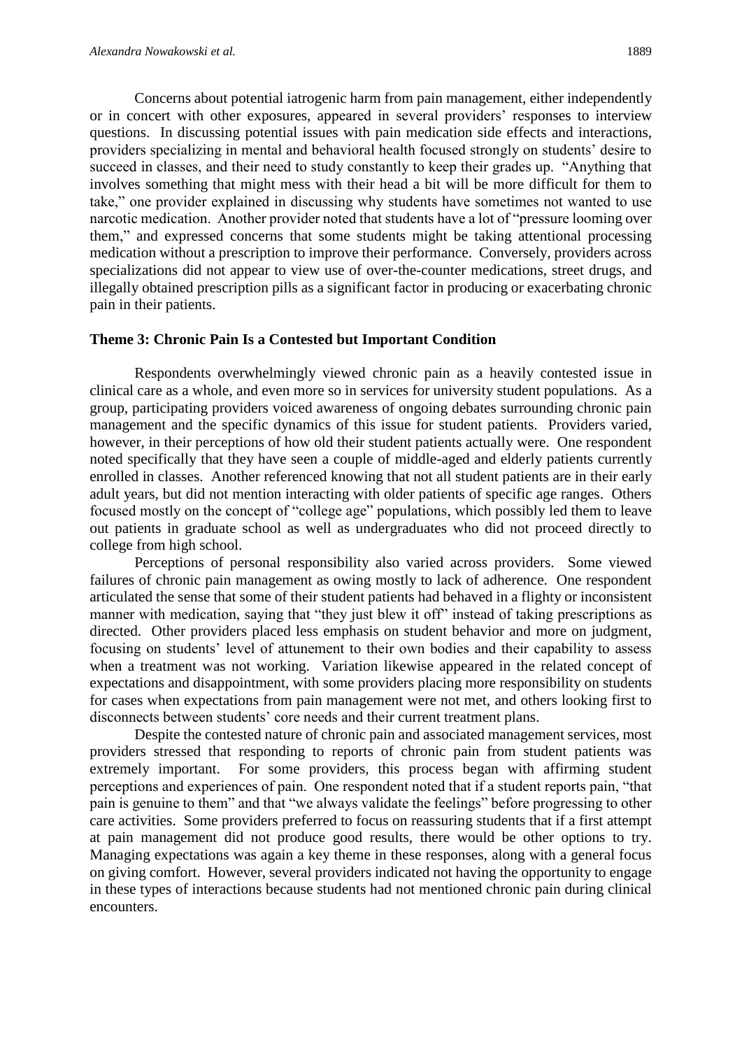Concerns about potential iatrogenic harm from pain management, either independently or in concert with other exposures, appeared in several providers' responses to interview questions. In discussing potential issues with pain medication side effects and interactions, providers specializing in mental and behavioral health focused strongly on students' desire to succeed in classes, and their need to study constantly to keep their grades up. "Anything that involves something that might mess with their head a bit will be more difficult for them to take," one provider explained in discussing why students have sometimes not wanted to use narcotic medication. Another provider noted that students have a lot of "pressure looming over them," and expressed concerns that some students might be taking attentional processing medication without a prescription to improve their performance. Conversely, providers across specializations did not appear to view use of over-the-counter medications, street drugs, and illegally obtained prescription pills as a significant factor in producing or exacerbating chronic pain in their patients.

### Theme 3: Chronic Pain Is a Contested but Important Condition

Respondents overwhelmingly viewed chronic pain as a heavily contested issue in clinical care as a whole, and even more so in services for university student populations. As a group, participating providers voiced awareness of ongoing debates surrounding chronic pain management and the specific dynamics of this issue for student patients. Providers varied, however, in their perceptions of how old their student patients actually were. One respondent noted specifically that they have seen a couple of middle-aged and elderly patients currently enrolled in classes. Another referenced knowing that not all student patients are in their early adult years, but did not mention interacting with older patients of specific age ranges. Others focused mostly on the concept of "college age" populations, which possibly led them to leave out patients in graduate school as well as undergraduates who did not proceed directly to college from high school.

Perceptions of personal responsibility also varied across providers. Some viewed failures of chronic pain management as owing mostly to lack of adherence. One respondent articulated the sense that some of their student patients had behaved in a flighty or inconsistent manner with medication, saying that "they just blew it off" instead of taking prescriptions as directed. Other providers placed less emphasis on student behavior and more on judgment, focusing on students' level of attunement to their own bodies and their capability to assess when a treatment was not working. Variation likewise appeared in the related concept of expectations and disappointment, with some providers placing more responsibility on students for cases when expectations from pain management were not met, and others looking first to disconnects between students' core needs and their current treatment plans.

Despite the contested nature of chronic pain and associated management services, most providers stressed that responding to reports of chronic pain from student patients was extremely important. For some providers, this process began with affirming student perceptions and experiences of pain. One respondent noted that if a student reports pain, "that pain is genuine to them" and that "we always validate the feelings" before progressing to other care activities. Some providers preferred to focus on reassuring students that if a first attempt at pain management did not produce good results, there would be other options to try. Managing expectations was again a key theme in these responses, along with a general focus on giving comfort. However, several providers indicated not having the opportunity to engage in these types of interactions because students had not mentioned chronic pain during clinical encounters.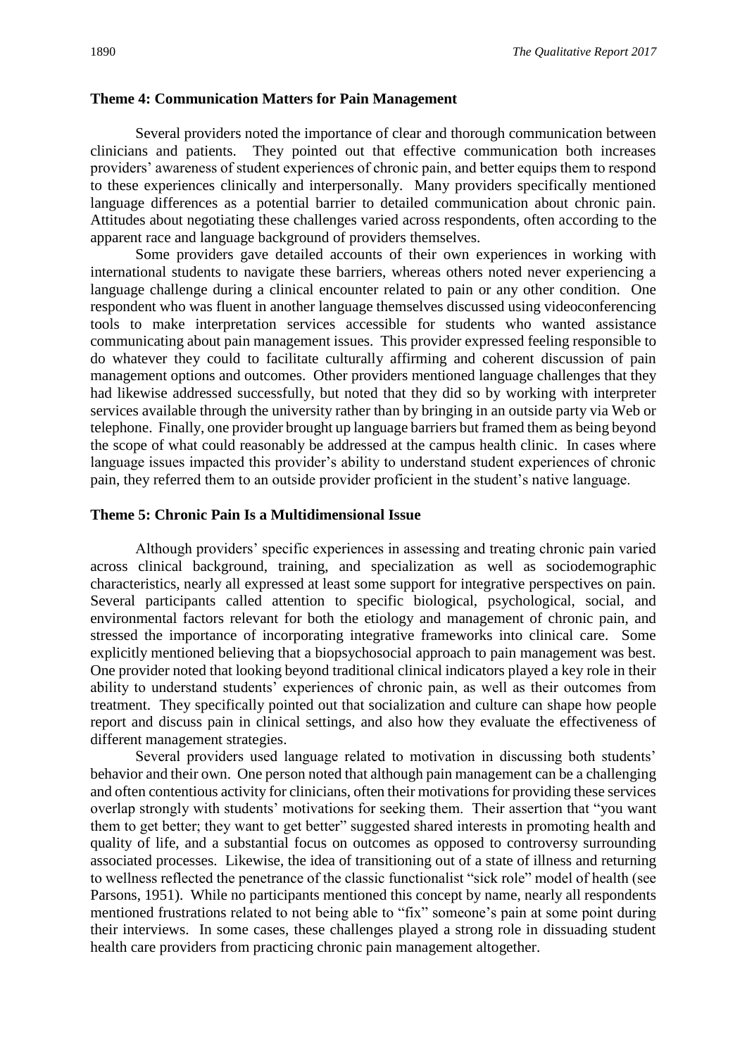**Theme 4: Communication Matters for Pain Management**

Several providers noted the importance of clear and thorough communication between clinicians and patients. They pointed out that effective communication both increases providers' awareness of student experiences of chronic pain, and better equips them to respond to these experiences clinically and interpersonally. Many providers specifically mentioned language differences as a potential barrier to detailed communication about chronic pain. Attitudes about negotiating these challenges varied across respondents, often according to the apparent race and language background of providers themselves.

Some providers gave detailed accounts of their own experiences in working with international students to navigate these barriers, whereas others noted never experiencing a language challenge during a clinical encounter related to pain or any other condition. One respondent who was fluent in another language themselves discussed using videoconferencing tools to make interpretation services accessible for students who wanted assistance communicating about pain management issues. This provider expressed feeling responsible to do whatever they could to facilitate culturally affirming and coherent discussion of pain management options and outcomes. Other providers mentioned language challenges that they had likewise addressed successfully, but noted that they did so by working with interpreter services available through the university rather than by bringing in an outside party via Web or telephone. Finally, one provider brought up language barriers but framed them as being beyond the scope of what could reasonably be addressed at the campus health clinic. In cases where language issues impacted this provider's ability to understand student experiences of chronic pain, they referred them to an outside provider proficient in the student's native language.

**Theme 5: Chronic Pain Is a Multidimensional Issue**

Although providers' specific experiences in assessing and treating chronic pain varied across clinical background, training, and specialization as well as sociodemographic characteristics, nearly all expressed at least some support for integrative perspectives on pain. Several participants called attention to specific biological, psychological, social, and environmental factors relevant for both the etiology and management of chronic pain, and stressed the importance of incorporating integrative frameworks into clinical care. Some explicitly mentioned believing that a biopsychosocial approach to pain management was best. One provider noted that looking beyond traditional clinical indicators played a key role in their ability to understand students' experiences of chronic pain, as well as their outcomes from treatment. They specifically pointed out that socialization and culture can shape how people report and discuss pain in clinical settings, and also how they evaluate the effectiveness of different management strategies.

Several providers used language related to motivation in discussing both students' behavior and their own. One person noted that although pain management can be a challenging and often contentious activity for clinicians, often their motivations for providing these services overlap strongly with students' motivations for seeking them. Their assertion that "you want them to get better; they want to get better" suggested shared interests in promoting health and quality of life, and a substantial focus on outcomes as opposed to controversy surrounding associated processes. Likewise, the idea of transitioning out of a state of illness and returning to wellness reflected the penetrance of the classic functionalist "sick role" model of health (see Parsons, 1951). While no participants mentioned this concept by name, nearly all respondents mentioned frustrations related to not being able to "fix" someone's pain at some point during their interviews. In some cases, these challenges played a strong role in dissuading student health care providers from practicing chronic pain management altogether.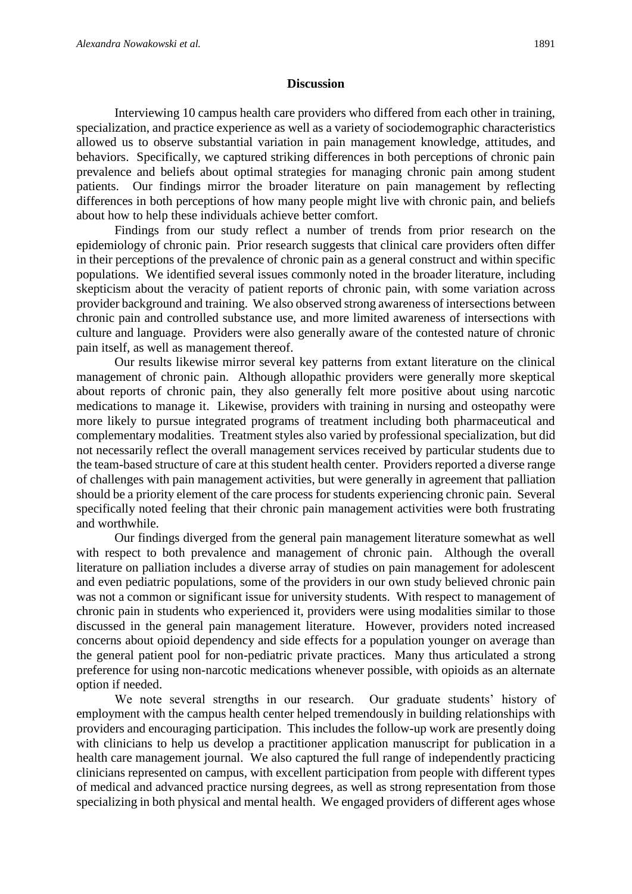## Discussion

Interviewing 10 campus health care providers who differed from each other in training, specialization, and practice experience as well as a variety of sociodemographic characteristics allowed us to observe substantial variation in pain management knowledge, attitudes, and behaviors. Specifically, we captured striking differences in both perceptions of chronic pain prevalence and beliefs about optimal strategies for managing chronic pain among student patients. Our findings mirror the broader literature on pain management by reflecting differences in both perceptions of how many people might live with chronic pain, and beliefs about how to help these individuals achieve better comfort.

Findings from our study reflect a number of trends from prior research on the epidemiology of chronic pain. Prior research suggests that clinical care providers often differ in their perceptions of the prevalence of chronic pain as a general construct and within specific populations. We identified several issues commonly noted in the broader literature, including skepticism about the veracity of patient reports of chronic pain, with some variation across provider background and training. We also observed strong awareness of intersections between chronic pain and controlled substance use, and more limited awareness of intersections with culture and language. Providers were also generally aware of the contested nature of chronic pain itself, as well as management thereof.

Our results likewise mirror several key patterns from extant literature on the clinical management of chronic pain. Although allopathic providers were generally more skeptical about reports of chronic pain, they also generally felt more positive about using narcotic medications to manage it. Likewise, providers with training in nursing and osteopathy were more likely to pursue integrated programs of treatment including both pharmaceutical and complementary modalities. Treatment styles also varied by professional specialization, but did not necessarily reflect the overall management services received by particular students due to the team-based structure of care at this student health center. Providers reported a diverse range of challenges with pain management activities, but were generally in agreement that palliation should be a priority element of the care process for students experiencing chronic pain. Several specifically noted feeling that their chronic pain management activities were both frustrating and worthwhile.

Our findings diverged from the general pain management literature somewhat as well with respect to both prevalence and management of chronic pain. Although the overall literature on palliation includes a diverse array of studies on pain management for adolescent and even pediatric populations, some of the providers in our own study believed chronic pain was not a common or significant issue for university students. With respect to management of chronic pain in students who experienced it, providers were using modalities similar to those discussed in the general pain management literature. However, providers noted increased concerns about opioid dependency and side effects for a population younger on average than the general patient pool for non-pediatric private practices. Many thus articulated a strong preference for using non-narcotic medications whenever possible, with opioids as an alternate option if needed.

We note several strengths in our research. Our graduate students' history of employment with the campus health center helped tremendously in building relationships with providers and encouraging participation. This includes the follow-up work are presently doing with clinicians to help us develop a practitioner application manuscript for publication in a health care management journal. We also captured the full range of independently practicing clinicians represented on campus, with excellent participation from people with different types of medical and advanced practice nursing degrees, as well as strong representation from those specializing in both physical and mental health. We engaged providers of different ages whose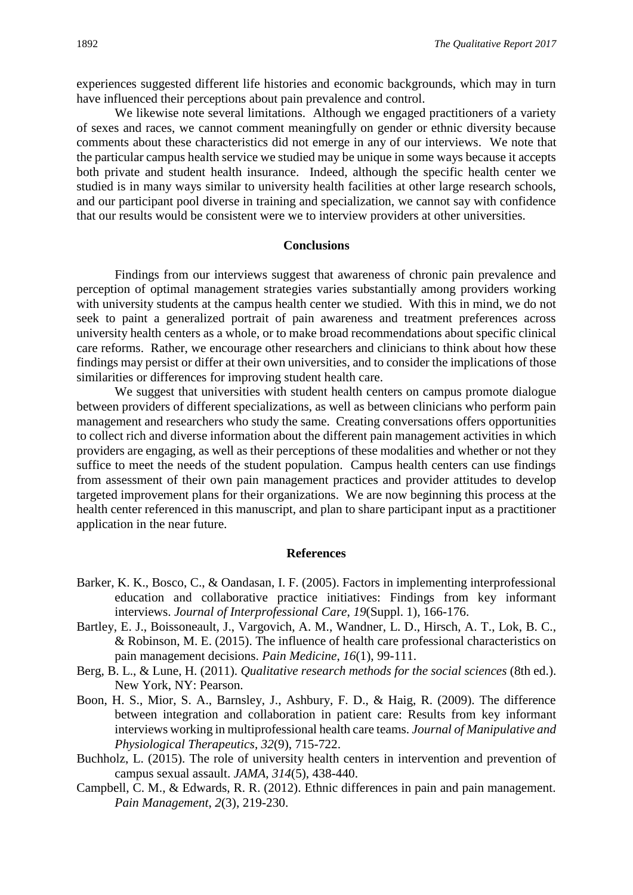experiences suggested different life histories and economic backgrounds, which may in turn have influenced their perceptions about pain prevalence and control.

We likewise note several limitations. Although we engaged practitioners of a variety of sexes and races, we cannot comment meaningfully on gender or ethnic diversity because comments about these characteristics did not emerge in any of our interviews. We note that the particular campus health service we studied may be unique in some ways because it accepts both private and student health insurance. Indeed, although the specific health center we studied is in many ways similar to university health facilities at other large research schools, and our participant pool diverse in training and specialization, we cannot say with confidence that our results would be consistent were we to interview providers at other universities.

## Conclusions

Findings from our interviews suggest that awareness of chronic pain prevalence and perception of optimal management strategies varies substantially among providers working with university students at the campus health center we studied. With this in mind, we do not seek to paint a generalized portrait of pain awareness and treatment preferences across university health centers as a whole, or to make broad recommendations about specific clinical care reforms. Rather, we encourage other researchers and clinicians to think about how these findings may persist or differ at their own universities, and to consider the implications of those similarities or differences for improving student health care.

We suggest that universities with student health centers on campus promote dialogue between providers of different specializations, as well as between clinicians who perform pain management and researchers who study the same. Creating conversations offers opportunities to collect rich and diverse information about the different pain management activities in which providers are engaging, as well as their perceptions of these modalities and whether or not they suffice to meet the needs of the student population. Campus health centers can use findings from assessment of their own pain management practices and provider attitudes to develop targeted improvement plans for their organizations. We are now beginning this process at the health center referenced in this manuscript, and plan to share participant input as a practitioner application in the near future.

## References

Barker, K. K., Bosco, C., & Oandasan, I. F. (2005). Factors in implementing interprofessional education and collaborative practice initiatives: Findings from key informant interviews. *Journal of Interprofessional Care*, *19*(Suppl. 1), 166-176.

Bartley, E. J., Boissoneault, J., Vargovich, A. M., Wandner, L. D., Hirsch, A. T., Lok, B. C., & Robinson, M. E. (2015). The influence of health care professional characteristics on pain management decisions. *Pain Medicine*, *16*(1), 99-111.

Berg, B. L., & Lune, H. (2011). *Qualitative research methods for the social sciences* (8th ed.). New York, NY: Pearson.

Boon, H. S., Mior, S. A., Barnsley, J., Ashbury, F. D., & Haig, R. (2009). The difference between integration and collaboration in patient care: Results from key informant interviews working in multiprofessional health care teams. *Journal of Manipulative and Physiological Therapeutics*, *32*(9), 715-722.

Buchholz, L. (2015). The role of university health centers in intervention and prevention of campus sexual assault. *JAMA*, *314*(5), 438-440.

Campbell, C. M., & Edwards, R. R. (2012). Ethnic differences in pain and pain management. *Pain Management*, *2*(3), 219-230.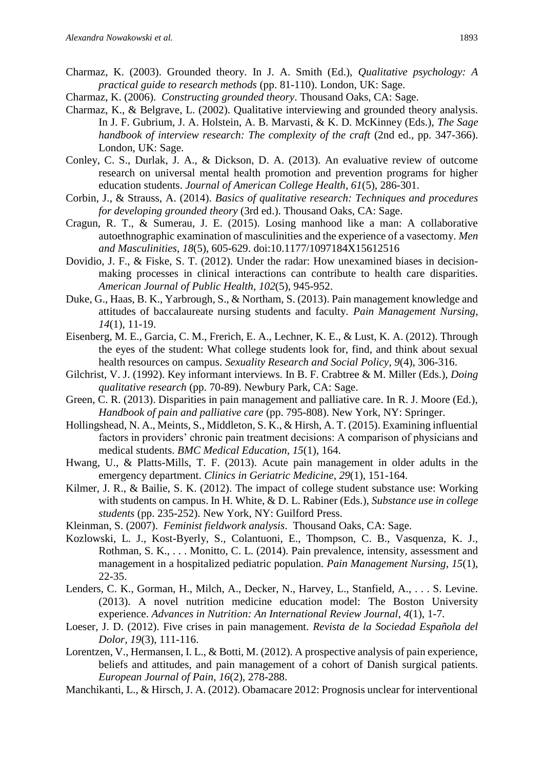Charmaz, K. (2003). Grounded theory. In J. A. Smith (Ed.), *Qualitative psychology: A practical guide to research methods* (pp. 81-110). London, UK: Sage.

Charmaz, K. (2006). *Constructing grounded theory*. Thousand Oaks, CA: Sage.

Charmaz, K., & Belgrave, L. (2002). Qualitative interviewing and grounded theory analysis. In J. F. Gubrium, J. A. Holstein, A. B. Marvasti, & K. D. McKinney (Eds.), *The Sage handbook of interview research: The complexity of the craft* (2nd ed., pp. 347-366). London, UK: Sage.

Conley, C. S., Durlak, J. A., & Dickson, D. A. (2013). An evaluative review of outcome research on universal mental health promotion and prevention programs for higher education students. *Journal of American College Health*, *61*(5), 286-301.

Corbin, J., & Strauss, A. (2014). *Basics of qualitative research: Techniques and procedures for developing grounded theory* (3rd ed.). Thousand Oaks, CA: Sage.

Cragun, R. T., & Sumerau, J. E. (2015). Losing manhood like a man: A collaborative autoethnographic examination of masculinities and the experience of a vasectomy. *Men and Masculinities*, *18*(5), 605-629. doi:10.1177/1097184X15612516

Dovidio, J. F., & Fiske, S. T. (2012). Under the radar: How unexamined biases in decision-making processes in clinical interactions can contribute to health care disparities. *American Journal of Public Health*, *102*(5), 945-952.

Duke, G., Haas, B. K., Yarbrough, S., & Northam, S. (2013). Pain management knowledge and attitudes of baccalaureate nursing students and faculty. *Pain Management Nursing*, *14*(1), 11-19.

Eisenberg, M. E., Garcia, C. M., Frerich, E. A., Lechner, K. E., & Lust, K. A. (2012). Through the eyes of the student: What college students look for, find, and think about sexual health resources on campus. *Sexuality Research and Social Policy*, *9*(4), 306-316.

Gilchrist, V. J. (1992). Key informant interviews. In B. F. Crabtree & M. Miller (Eds.), *Doing qualitative research* (pp. 70-89). Newbury Park, CA: Sage.

Green, C. R. (2013). Disparities in pain management and palliative care. In R. J. Moore (Ed.), *Handbook of pain and palliative care* (pp. 795-808). New York, NY: Springer.

Hollingshead, N. A., Meints, S., Middleton, S. K., & Hirsh, A. T. (2015). Examining influential factors in providers' chronic pain treatment decisions: A comparison of physicians and medical students. *BMC Medical Education*, *15*(1), 164.

Hwang, U., & Platts-Mills, T. F. (2013). Acute pain management in older adults in the emergency department. *Clinics in Geriatric Medicine*, *29*(1), 151-164.

Kilmer, J. R., & Bailie, S. K. (2012). The impact of college student substance use: Working with students on campus. In H. White, & D. L. Rabiner (Eds.), *Substance use in college students* (pp. 235-252). New York, NY: Guilford Press.

Kleinman, S. (2007). *Feminist fieldwork analysis*. Thousand Oaks, CA: Sage.

Kozlowski, L. J., Kost-Byerly, S., Colantuoni, E., Thompson, C. B., Vasquenza, K. J., Rothman, S. K., . . . Monitto, C. L. (2014). Pain prevalence, intensity, assessment and management in a hospitalized pediatric population. *Pain Management Nursing*, *15*(1), 22-35.

Lenders, C. K., Gorman, H., Milch, A., Decker, N., Harvey, L., Stanfield, A., . . . S. Levine. (2013). A novel nutrition medicine education model: The Boston University experience. *Advances in Nutrition: An International Review Journal*, *4*(1), 1-7.

Loeser, J. D. (2012). Five crises in pain management. *Revista de la Sociedad Española del Dolor*, *19*(3), 111-116.

Lorentzen, V., Hermansen, I. L., & Botti, M. (2012). A prospective analysis of pain experience, beliefs and attitudes, and pain management of a cohort of Danish surgical patients. *European Journal of Pain*, *16*(2), 278-288.

Manchikanti, L., & Hirsch, J. A. (2012). Obamacare 2012: Prognosis unclear for interventional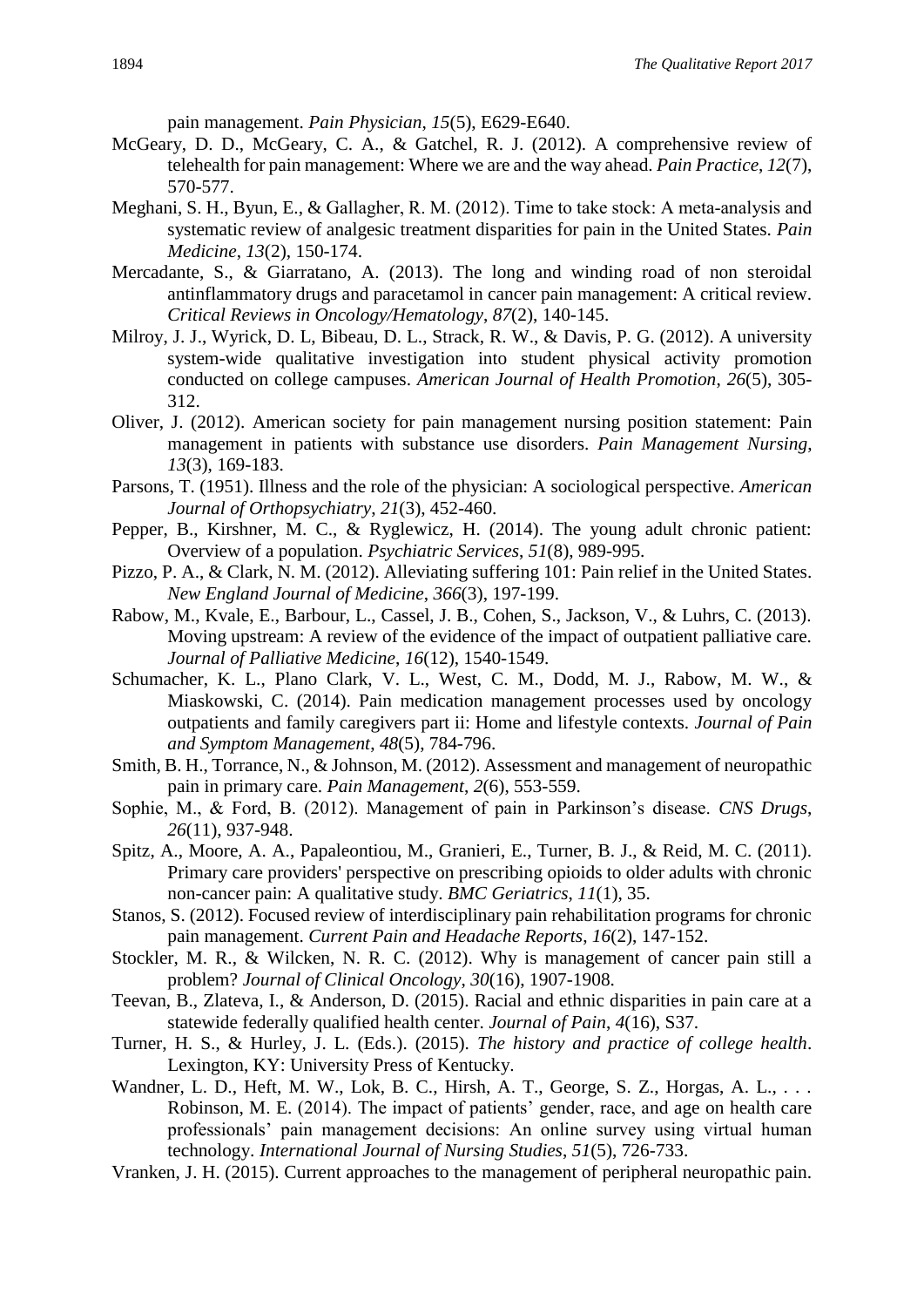pain management. *Pain Physician*, *15*(5), E629-E640.

McGeary, D. D., McGeary, C. A., & Gatchel, R. J. (2012). A comprehensive review of telehealth for pain management: Where we are and the way ahead. *Pain Practice*, *12*(7), 570-577.

Meghani, S. H., Byun, E., & Gallagher, R. M. (2012). Time to take stock: A meta-analysis and systematic review of analgesic treatment disparities for pain in the United States. *Pain Medicine*, *13*(2), 150-174.

Mercadante, S., & Giarratano, A. (2013). The long and winding road of non steroidal antinflammatory drugs and paracetamol in cancer pain management: A critical review. *Critical Reviews in Oncology/Hematology*, *87*(2), 140-145.

Milroy, J. J., Wyrick, D. L, Bibeau, D. L., Strack, R. W., & Davis, P. G. (2012). A university system-wide qualitative investigation into student physical activity promotion conducted on college campuses. *American Journal of Health Promotion*, *26*(5), 305-312.

Oliver, J. (2012). American society for pain management nursing position statement: Pain management in patients with substance use disorders. *Pain Management Nursing*, *13*(3), 169-183.

Parsons, T. (1951). Illness and the role of the physician: A sociological perspective. *American Journal of Orthopsychiatry*, *21*(3), 452-460.

Pepper, B., Kirshner, M. C., & Ryglewicz, H. (2014). The young adult chronic patient: Overview of a population. *Psychiatric Services*, *51*(8), 989-995.

Pizzo, P. A., & Clark, N. M. (2012). Alleviating suffering 101: Pain relief in the United States. *New England Journal of Medicine*, *366*(3), 197-199.

Rabow, M., Kvale, E., Barbour, L., Cassel, J. B., Cohen, S., Jackson, V., & Luhrs, C. (2013). Moving upstream: A review of the evidence of the impact of outpatient palliative care. *Journal of Palliative Medicine*, *16*(12), 1540-1549.

Schumacher, K. L., Plano Clark, V. L., West, C. M., Dodd, M. J., Rabow, M. W., & Miaskowski, C. (2014). Pain medication management processes used by oncology outpatients and family caregivers part ii: Home and lifestyle contexts. *Journal of Pain and Symptom Management*, *48*(5), 784-796.

Smith, B. H., Torrance, N., & Johnson, M. (2012). Assessment and management of neuropathic pain in primary care. *Pain Management*, *2*(6), 553-559.

Sophie, M., & Ford, B. (2012). Management of pain in Parkinson's disease. *CNS Drugs*, *26*(11), 937-948.

Spitz, A., Moore, A. A., Papaleontiou, M., Granieri, E., Turner, B. J., & Reid, M. C. (2011). Primary care providers' perspective on prescribing opioids to older adults with chronic non-cancer pain: A qualitative study. *BMC Geriatrics*, *11*(1), 35.

Stanos, S. (2012). Focused review of interdisciplinary pain rehabilitation programs for chronic pain management. *Current Pain and Headache Reports*, *16*(2), 147-152.

Stockler, M. R., & Wilcken, N. R. C. (2012). Why is management of cancer pain still a problem? *Journal of Clinical Oncology*, *30*(16), 1907-1908.

Teevan, B., Zlateva, I., & Anderson, D. (2015). Racial and ethnic disparities in pain care at a statewide federally qualified health center. *Journal of Pain*, *4*(16), S37.

Turner, H. S., & Hurley, J. L. (Eds.). (2015). *The history and practice of college health*. Lexington, KY: University Press of Kentucky.

Wandner, L. D., Heft, M. W., Lok, B. C., Hirsh, A. T., George, S. Z., Horgas, A. L., . . . Robinson, M. E. (2014). The impact of patients' gender, race, and age on health care professionals' pain management decisions: An online survey using virtual human technology. *International Journal of Nursing Studies*, *51*(5), 726-733.

Vranken, J. H. (2015). Current approaches to the management of peripheral neuropathic pain.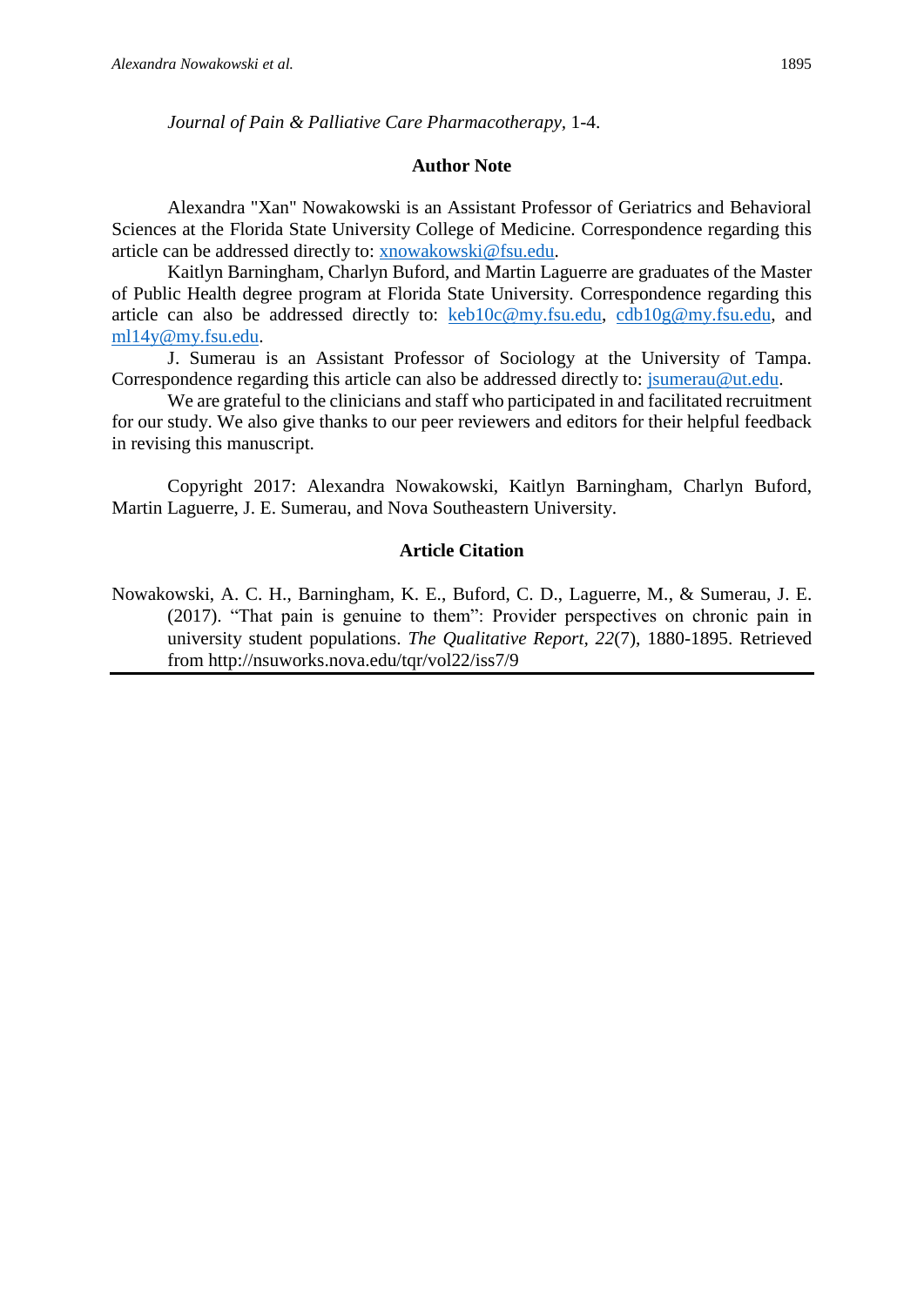*Journal of Pain & Palliative Care Pharmacotherapy,* 1-4.

## Author Note

Alexandra "Xan" Nowakowski is an Assistant Professor of Geriatrics and Behavioral Sciences at the Florida State University College of Medicine. Correspondence regarding this article can be addressed directly to: xnowakowski@fsu.edu.

Kaitlyn Barningham, Charlyn Buford, and Martin Laguerre are graduates of the Master of Public Health degree program at Florida State University. Correspondence regarding this article can also be addressed directly to: keb10c@my.fsu.edu, cdb10g@my.fsu.edu, and ml14y@my.fsu.edu.

J. Sumerau is an Assistant Professor of Sociology at the University of Tampa. Correspondence regarding this article can also be addressed directly to: jsumerau@ut.edu.

We are grateful to the clinicians and staff who participated in and facilitated recruitment for our study. We also give thanks to our peer reviewers and editors for their helpful feedback in revising this manuscript.

Copyright 2017: Alexandra Nowakowski, Kaitlyn Barningham, Charlyn Buford, Martin Laguerre, J. E. Sumerau, and Nova Southeastern University.

## Article Citation

Nowakowski, A. C. H., Barningham, K. E., Buford, C. D., Laguerre, M., & Sumerau, J. E. (2017). "That pain is genuine to them": Provider perspectives on chronic pain in university student populations. *The Qualitative Report, 22*(7), 1880-1895. Retrieved from http://nsuworks.nova.edu/tqr/vol22/iss7/9